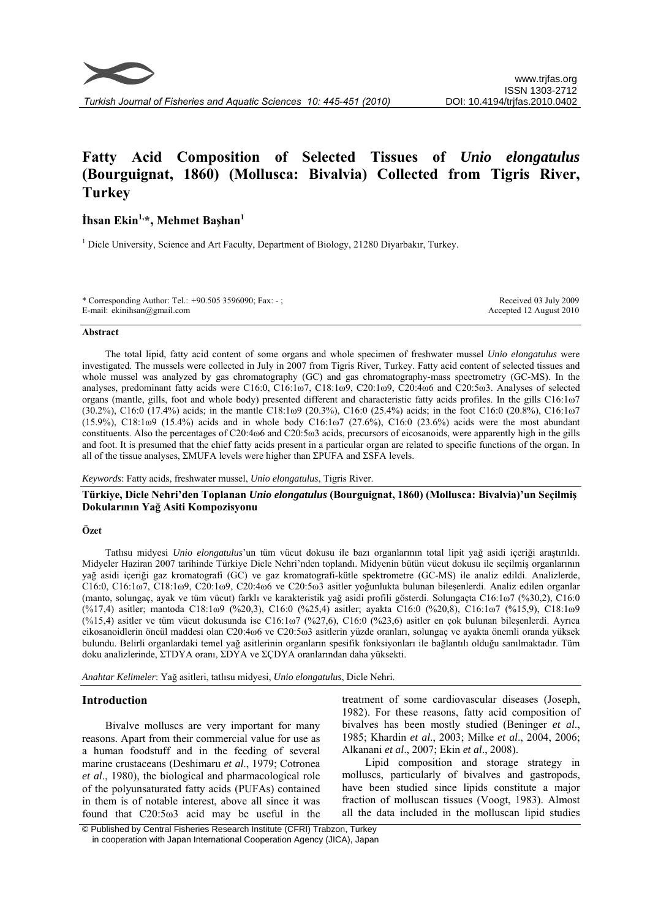# Fatty Acid Composition of Selected Tissues of *Unio elongatulus* (Bourguignat, 1860) (Mollusca: Bivalvia) Collected from Tigris River, Turkey

**İhsan Ekin[1,*], Mehmet Başhan[1]**

[1] Dicle University, Science and Art Faculty, Department of Biology, 21280 Diyarbakır, Turkey.

\* Corresponding Author: Tel.: +90.505 3596090; Fax: - ;
E-mail: ekinihsan@gmail.com

Received 03 July 2009
Accepted 12 August 2010

### Abstract

The total lipid, fatty acid content of some organs and whole specimen of freshwater mussel *Unio elongatulus* were investigated. The mussels were collected in July in 2007 from Tigris River, Turkey. Fatty acid content of selected tissues and whole mussel was analyzed by gas chromatography (GC) and gas chromatography-mass spectrometry (GC-MS). In the analyses, predominant fatty acids were C16:0, C16:1ω7, C18:1ω9, C20:1ω9, C20:4ω6 and C20:5ω3. Analyses of selected organs (mantle, gills, foot and whole body) presented different and characteristic fatty acids profiles. In the gills C16:1ω7 (30.2%), C16:0 (17.4%) acids; in the mantle C18:1ω9 (20.3%), C16:0 (25.4%) acids; in the foot C16:0 (20.8%), C16:1ω7 (15.9%), C18:1ω9 (15.4%) acids and in whole body C16:1ω7 (27.6%), C16:0 (23.6%) acids were the most abundant constituents. Also the percentages of C20:4ω6 and C20:5ω3 acids, precursors of eicosanoids, were apparently high in the gills and foot. It is presumed that the chief fatty acids present in a particular organ are related to specific functions of the organ. In all of the tissue analyses, ΣMUFA levels were higher than ΣPUFA and ΣSFA levels.

*Keywords*: Fatty acids, freshwater mussel, *Unio elongatulus*, Tigris River.

**Türkiye, Dicle Nehri'den Toplanan *Unio elongatulus* (Bourguignat, 1860) (Mollusca: Bivalvia)'un Seçilmiş Dokularının Yağ Asiti Kompozisyonu**

### Özet

Tatlısu midyesi *Unio elongatulus*'un tüm vücut dokusu ile bazı organlarının total lipit yağ asidi içeriği araştırıldı. Midyeler Haziran 2007 tarihinde Türkiye Dicle Nehri'nden toplandı. Midyenin bütün vücut dokusu ile seçilmiş organlarının yağ asidi içeriği gaz kromatografi (GC) ve gaz kromatografi-kütle spektrometre (GC-MS) ile analiz edildi. Analizlerde, C16:0, C16:1ω7, C18:1ω9, C20:1ω9, C20:4ω6 ve C20:5ω3 asitler yoğunlukta bulunan bileşenlerdi. Analiz edilen organlar (manto, solungaç, ayak ve tüm vücut) farklı ve karakteristik yağ asidi profili gösterdi. Solungaçta C16:1ω7 (%30,2), C16:0 (%17,4) asitler; mantoda C18:1ω9 (%20,3), C16:0 (%25,4) asitler; ayakta C16:0 (%20,8), C16:1ω7 (%15,9), C18:1ω9 (%15,4) asitler ve tüm vücut dokusunda ise C16:1ω7 (%27,6), C16:0 (%23,6) asitler en çok bulunan bileşenlerdi. Ayrıca eikosanoidlerin öncül maddesi olan C20:4ω6 ve C20:5ω3 asitlerin yüzde oranları, solungaç ve ayakta önemli oranda yüksek bulundu. Belirli organlardaki temel yağ asitlerinin organların spesifik fonksiyonları ile bağlantılı olduğu sanılmaktadır. Tüm doku analizlerinde, ΣTDYA oranı, ΣDYA ve ΣÇDYA oranlarından daha yüksekti.

*Anahtar Kelimeler*: Yağ asitleri, tatlısu midyesi, *Unio elongatulus*, Dicle Nehri.

## Introduction

Bivalve molluscs are very important for many reasons. Apart from their commercial value for use as a human foodstuff and in the feeding of several marine crustaceans (Deshimaru *et al*., 1979; Cotronea *et al*., 1980), the biological and pharmacological role of the polyunsaturated fatty acids (PUFAs) contained in them is of notable interest, above all since it was found that C20:5ω3 acid may be useful in the treatment of some cardiovascular diseases (Joseph, 1982). For these reasons, fatty acid composition of bivalves has been mostly studied (Beninger *et al*., 1985; Khardin *et al*., 2003; Milke *et al*., 2004, 2006; Alkanani *et al*., 2007; Ekin *et al*., 2008).

Lipid composition and storage strategy in molluscs, particularly of bivalves and gastropods, have been studied since lipids constitute a major fraction of molluscan tissues (Voogt, 1983). Almost all the data included in the molluscan lipid studies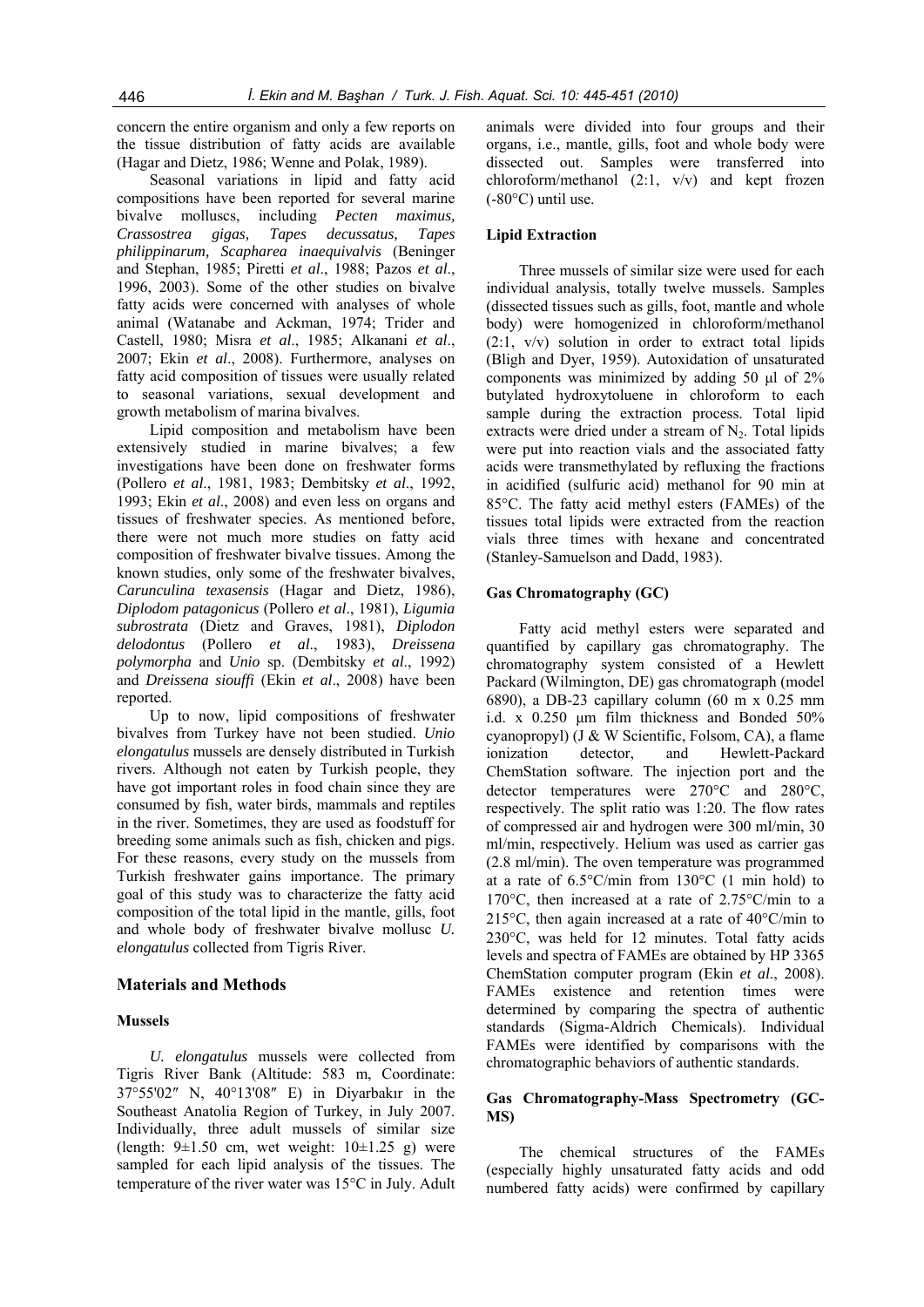concern the entire organism and only a few reports on the tissue distribution of fatty acids are available (Hagar and Dietz, 1986; Wenne and Polak, 1989).

Seasonal variations in lipid and fatty acid compositions have been reported for several marine bivalve molluscs, including *Pecten maximus, Crassostrea gigas, Tapes decussatus, Tapes philippinarum, Scapharea inaequivalvis* (Beninger and Stephan, 1985; Piretti *et al*., 1988; Pazos *et al*., 1996, 2003). Some of the other studies on bivalve fatty acids were concerned with analyses of whole animal (Watanabe and Ackman, 1974; Trider and Castell, 1980; Misra *et al*., 1985; Alkanani *et al*., 2007; Ekin *et al*., 2008). Furthermore, analyses on fatty acid composition of tissues were usually related to seasonal variations, sexual development and growth metabolism of marina bivalves.

Lipid composition and metabolism have been extensively studied in marine bivalves; a few investigations have been done on freshwater forms (Pollero *et al*., 1981, 1983; Dembitsky *et al*., 1992, 1993; Ekin *et al*., 2008) and even less on organs and tissues of freshwater species. As mentioned before, there were not much more studies on fatty acid composition of freshwater bivalve tissues. Among the known studies, only some of the freshwater bivalves, *Carunculina texasensis* (Hagar and Dietz, 1986), *Diplodom patagonicus* (Pollero *et al*., 1981), *Ligumia subrostrata* (Dietz and Graves, 1981), *Diplodon delodontus* (Pollero *et al*., 1983), *Dreissena polymorpha* and *Unio* sp. (Dembitsky *et al*., 1992) and *Dreissena siouffi* (Ekin *et al*., 2008) have been reported.

Up to now, lipid compositions of freshwater bivalves from Turkey have not been studied. *Unio elongatulus* mussels are densely distributed in Turkish rivers. Although not eaten by Turkish people, they have got important roles in food chain since they are consumed by fish, water birds, mammals and reptiles in the river. Sometimes, they are used as foodstuff for breeding some animals such as fish, chicken and pigs. For these reasons, every study on the mussels from Turkish freshwater gains importance. The primary goal of this study was to characterize the fatty acid composition of the total lipid in the mantle, gills, foot and whole body of freshwater bivalve mollusc *U. elongatulus* collected from Tigris River.

## Materials and Methods

### Mussels

*U. elongatulus* mussels were collected from Tigris River Bank (Altitude: 583 m, Coordinate: 37°55'02″ N, 40°13'08″ E) in Diyarbakır in the Southeast Anatolia Region of Turkey, in July 2007. Individually, three adult mussels of similar size (length: 9±1.50 cm, wet weight: 10±1.25 g) were sampled for each lipid analysis of the tissues. The temperature of the river water was 15°C in July. Adult animals were divided into four groups and their organs, i.e., mantle, gills, foot and whole body were dissected out. Samples were transferred into chloroform/methanol (2:1, v/v) and kept frozen (-80°C) until use.

### Lipid Extraction

Three mussels of similar size were used for each individual analysis, totally twelve mussels. Samples (dissected tissues such as gills, foot, mantle and whole body) were homogenized in chloroform/methanol (2:1, v/v) solution in order to extract total lipids (Bligh and Dyer, 1959). Autoxidation of unsaturated components was minimized by adding 50 μl of 2% butylated hydroxytoluene in chloroform to each sample during the extraction process. Total lipid extracts were dried under a stream of $N_2$. Total lipids were put into reaction vials and the associated fatty acids were transmethylated by refluxing the fractions in acidified (sulfuric acid) methanol for 90 min at 85°C. The fatty acid methyl esters (FAMEs) of the tissues total lipids were extracted from the reaction vials three times with hexane and concentrated (Stanley-Samuelson and Dadd, 1983).

### Gas Chromatography (GC)

Fatty acid methyl esters were separated and quantified by capillary gas chromatography. The chromatography system consisted of a Hewlett Packard (Wilmington, DE) gas chromatograph (model 6890), a DB-23 capillary column (60 m x 0.25 mm i.d. x 0.250 μm film thickness and Bonded 50% cyanopropyl) (J & W Scientific, Folsom, CA), a flame ionization detector, and Hewlett-Packard ChemStation software. The injection port and the detector temperatures were 270°C and 280°C, respectively. The split ratio was 1:20. The flow rates of compressed air and hydrogen were 300 ml/min, 30 ml/min, respectively. Helium was used as carrier gas (2.8 ml/min). The oven temperature was programmed at a rate of 6.5°C/min from 130°C (1 min hold) to 170°C, then increased at a rate of 2.75°C/min to a 215°C, then again increased at a rate of 40°C/min to 230°C, was held for 12 minutes. Total fatty acids levels and spectra of FAMEs are obtained by HP 3365 ChemStation computer program (Ekin *et al*., 2008). FAMEs existence and retention times were determined by comparing the spectra of authentic standards (Sigma-Aldrich Chemicals). Individual FAMEs were identified by comparisons with the chromatographic behaviors of authentic standards.

### Gas Chromatography-Mass Spectrometry (GC-MS)

The chemical structures of the FAMEs (especially highly unsaturated fatty acids and odd numbered fatty acids) were confirmed by capillary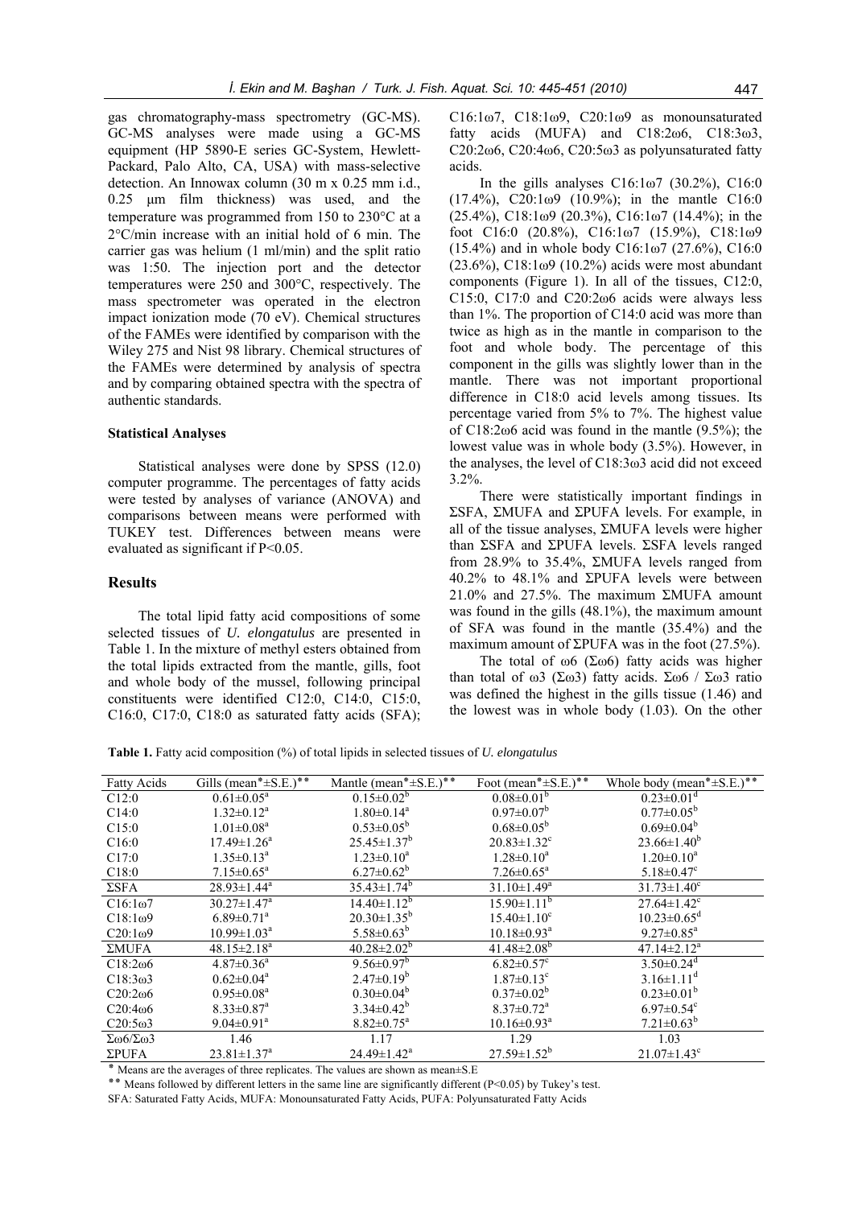gas chromatography-mass spectrometry (GC-MS). GC-MS analyses were made using a GC-MS equipment (HP 5890-E series GC-System, Hewlett-Packard, Palo Alto, CA, USA) with mass-selective detection. An Innowax column (30 m x 0.25 mm i.d., 0.25 µm film thickness) was used, and the temperature was programmed from 150 to 230°C at a 2°C/min increase with an initial hold of 6 min. The carrier gas was helium (1 ml/min) and the split ratio was 1:50. The injection port and the detector temperatures were 250 and 300°C, respectively. The mass spectrometer was operated in the electron impact ionization mode (70 eV). Chemical structures of the FAMEs were identified by comparison with the Wiley 275 and Nist 98 library. Chemical structures of the FAMEs were determined by analysis of spectra and by comparing obtained spectra with the spectra of authentic standards.

### Statistical Analyses

Statistical analyses were done by SPSS (12.0) computer programme. The percentages of fatty acids were tested by analyses of variance (ANOVA) and comparisons between means were performed with TUKEY test. Differences between means were evaluated as significant if $P<0.05$.

## Results

The total lipid fatty acid compositions of some selected tissues of *U. elongatulus* are presented in Table 1. In the mixture of methyl esters obtained from the total lipids extracted from the mantle, gills, foot and whole body of the mussel, following principal constituents were identified C12:0, C14:0, C15:0, C16:0, C17:0, C18:0 as saturated fatty acids (SFA); C16:1ω7, C18:1ω9, C20:1ω9 as monounsaturated fatty acids (MUFA) and C18:2ω6, C18:3ω3, C20:2ω6, C20:4ω6, C20:5ω3 as polyunsaturated fatty acids.

In the gills analyses C16:1ω7 (30.2%), C16:0 (17.4%), C20:1ω9 (10.9%); in the mantle C16:0 (25.4%), C18:1ω9 (20.3%), C16:1ω7 (14.4%); in the foot C16:0 (20.8%), C16:1ω7 (15.9%), C18:1ω9 (15.4%) and in whole body C16:1ω7 (27.6%), C16:0 (23.6%), C18:1ω9 (10.2%) acids were most abundant components (Figure 1). In all of the tissues, C12:0, C15:0, C17:0 and C20:2ω6 acids were always less than 1%. The proportion of C14:0 acid was more than twice as high as in the mantle in comparison to the foot and whole body. The percentage of this component in the gills was slightly lower than in the mantle. There was not important proportional difference in C18:0 acid levels among tissues. Its percentage varied from 5% to 7%. The highest value of C18:2ω6 acid was found in the mantle (9.5%); the lowest value was in whole body (3.5%). However, in the analyses, the level of C18:3ω3 acid did not exceed 3.2%.

There were statistically important findings in ΣSFA, ΣMUFA and ΣPUFA levels. For example, in all of the tissue analyses, ΣMUFA levels were higher than ΣSFA and ΣPUFA levels. ΣSFA levels ranged from 28.9% to 35.4%, ΣMUFA levels ranged from 40.2% to 48.1% and ΣPUFA levels were between 21.0% and 27.5%. The maximum ΣMUFA amount was found in the gills (48.1%), the maximum amount of SFA was found in the mantle (35.4%) and the maximum amount of ΣPUFA was in the foot (27.5%).

The total of ω6 (Σω6) fatty acids was higher than total of ω3 (Σω3) fatty acids. Σω6 / Σω3 ratio was defined the highest in the gills tissue (1.46) and the lowest was in whole body (1.03). On the other

**Table 1.** Fatty acid composition (%) of total lipids in selected tissues of *U. elongatulus*

| Fatty Acids | Gills (mean*±S.E.)** | Mantle (mean*±S.E.)** | Foot (mean*±S.E.)** | Whole body (mean*±S.E.)** |
|---|---|---|---|---|
| C12:0 | 0.61±0.05[a] | 0.15±0.02[b] | 0.08±0.01[b] | 0.23±0.01[d] |
| C14:0 | 1.32±0.12[a] | 1.80±0.14[a] | 0.97±0.07[b] | 0.77±0.05[b] |
| C15:0 | 1.01±0.08[a] | 0.53±0.05[b] | 0.68±0.05[b] | 0.69±0.04[b] |
| C16:0 | 17.49±1.26[a] | 25.45±1.37[b] | 20.83±1.32[c] | 23.66±1.40[b] |
| C17:0 | 1.35±0.13[a] | 1.23±0.10[a] | 1.28±0.10[a] | 1.20±0.10[a] |
| C18:0 | 7.15±0.65[a] | 6.27±0.62[b] | 7.26±0.65[a] | 5.18±0.47[c] |
| ΣSFA | 28.93±1.44[a] | 35.43±1.74[b] | 31.10±1.49[a] | 31.73±1.42[c] |
| C16:1ω7 | 30.27±1.47[a] | 14.40±1.12[b] | 15.90±1.11[b] | 27.64±1.42[c] |
| C18:1ω9 | 6.89±0.71[a] | 20.30±1.35[b] | 15.40±1.10[c] | 10.23±0.65[d] |
| C20:1ω9 | 10.99±1.03[a] | 5.58±0.63[b] | 10.18±0.93[a] | 9.27±0.85[a] |
| ΣMUFA | 48.15±2.18[a] | 40.28±2.02[b] | 41.48±2.08[b] | 47.14±2.12[a] |
| C18:2ω6 | 4.87±0.36[a] | 9.56±0.97[b] | 6.82±0.57[c] | 3.50±0.24[d] |
| C18:3ω3 | 0.62±0.04[a] | 2.47±0.19[b] | 1.87±0.13[c] | 3.16±1.11[d] |
| C20:2ω6 | 0.95±0.08[a] | 0.30±0.04[b] | 0.37±0.02[b] | 0.23±0.01[b] |
| C20:4ω6 | 8.33±0.87[a] | 3.34±0.42[b] | 8.37±0.72[a] | 6.97±0.54[c] |
| C20:5ω3 | 9.04±0.91[a] | 8.82±0.75[a] | 10.16±0.93[a] | 7.21±0.63[b] |
| Σω6/Σω3 | 1.46 | 1.17 | 1.29 | 1.03 |
| ΣPUFA | 23.81±1.37[a] | 24.49±1.42[a] | 27.59±1.52[b] | 21.07±1.43[c] |

\* Means are the averages of three replicates. The values are shown as mean±S.E

** Means followed by different letters in the same line are significantly different ($P<0.05$) by Tukey's test.

SFA: Saturated Fatty Acids, MUFA: Monounsaturated Fatty Acids, PUFA: Polyunsaturated Fatty Acids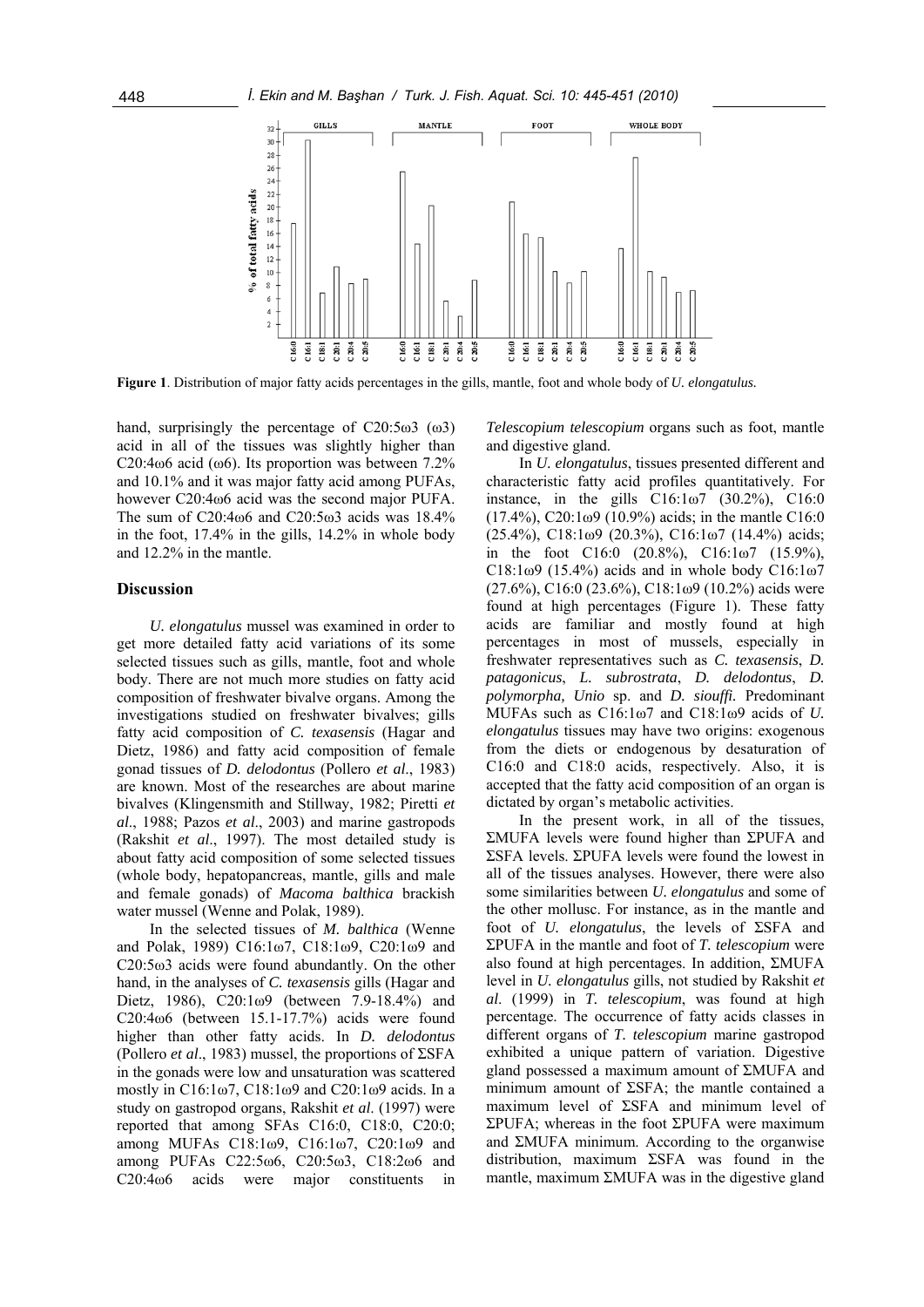**Figure 1**. Distribution of major fatty acids percentages in the gills, mantle, foot and whole body of *U. elongatulus.*

hand, surprisingly the percentage of C20:5ω3 (ω3) acid in all of the tissues was slightly higher than C20:4ω6 acid (ω6). Its proportion was between 7.2% and 10.1% and it was major fatty acid among PUFAs, however C20:4ω6 acid was the second major PUFA. The sum of C20:4ω6 and C20:5ω3 acids was 18.4% in the foot, 17.4% in the gills, 14.2% in whole body and 12.2% in the mantle.

## Discussion

*U. elongatulus* mussel was examined in order to get more detailed fatty acid variations of its some selected tissues such as gills, mantle, foot and whole body. There are not much more studies on fatty acid composition of freshwater bivalve organs. Among the investigations studied on freshwater bivalves; gills fatty acid composition of *C. texasensis* (Hagar and Dietz, 1986) and fatty acid composition of female gonad tissues of *D. delodontus* (Pollero *et al*., 1983) are known. Most of the researches are about marine bivalves (Klingensmith and Stillway, 1982; Piretti *et al*., 1988; Pazos *et al*., 2003) and marine gastropods (Rakshit *et al*., 1997). The most detailed study is about fatty acid composition of some selected tissues (whole body, hepatopancreas, mantle, gills and male and female gonads) of *Macoma balthica* brackish water mussel (Wenne and Polak, 1989).

In the selected tissues of *M. balthica* (Wenne and Polak, 1989) C16:1ω7, C18:1ω9, C20:1ω9 and C20:5ω3 acids were found abundantly. On the other hand, in the analyses of *C. texasensis* gills (Hagar and Dietz, 1986), C20:1ω9 (between 7.9-18.4%) and C20:4ω6 (between 15.1-17.7%) acids were found higher than other fatty acids. In *D. delodontus* (Pollero *et al*., 1983) mussel, the proportions of ΣSFA in the gonads were low and unsaturation was scattered mostly in C16:1ω7, C18:1ω9 and C20:1ω9 acids. In a study on gastropod organs, Rakshit *et al*. (1997) were reported that among SFAs C16:0, C18:0, C20:0; among MUFAs C18:1ω9, C16:1ω7, C20:1ω9 and among PUFAs C22:5ω6, C20:5ω3, C18:2ω6 and C20:4ω6 acids were major constituents in *Telescopium telescopium* organs such as foot, mantle and digestive gland.

In *U. elongatulus*, tissues presented different and characteristic fatty acid profiles quantitatively. For instance, in the gills C16:1ω7 (30.2%), C16:0 (17.4%), C20:1ω9 (10.9%) acids; in the mantle C16:0 (25.4%), C18:1ω9 (20.3%), C16:1ω7 (14.4%) acids; in the foot C16:0 (20.8%), C16:1ω7 (15.9%), C18:1ω9 (15.4%) acids and in whole body C16:1ω7 (27.6%), C16:0 (23.6%), C18:1ω9 (10.2%) acids were found at high percentages (Figure 1). These fatty acids are familiar and mostly found at high percentages in most of mussels, especially in freshwater representatives such as *C. texasensis*, *D. patagonicus*, *L. subrostrata*, *D. delodontus*, *D. polymorpha, Unio* sp. and *D. siouffi.* Predominant MUFAs such as C16:1ω7 and C18:1ω9 acids of *U. elongatulus* tissues may have two origins: exogenous from the diets or endogenous by desaturation of C16:0 and C18:0 acids, respectively. Also, it is accepted that the fatty acid composition of an organ is dictated by organ's metabolic activities.

In the present work, in all of the tissues, ΣMUFA levels were found higher than ΣPUFA and ΣSFA levels. ΣPUFA levels were found the lowest in all of the tissues analyses. However, there were also some similarities between *U. elongatulus* and some of the other mollusc. For instance, as in the mantle and foot of *U. elongatulus*, the levels of ΣSFA and ΣPUFA in the mantle and foot of *T. telescopium* were also found at high percentages. In addition, ΣMUFA level in *U. elongatulus* gills, not studied by Rakshit *et al*. (1999) in *T. telescopium*, was found at high percentage. The occurrence of fatty acids classes in different organs of *T. telescopium* marine gastropod exhibited a unique pattern of variation. Digestive gland possessed a maximum amount of ΣMUFA and minimum amount of ΣSFA; the mantle contained a maximum level of ΣSFA and minimum level of ΣPUFA; whereas in the foot ΣPUFA were maximum and ΣMUFA minimum. According to the organwise distribution, maximum ΣSFA was found in the mantle, maximum ΣMUFA was in the digestive gland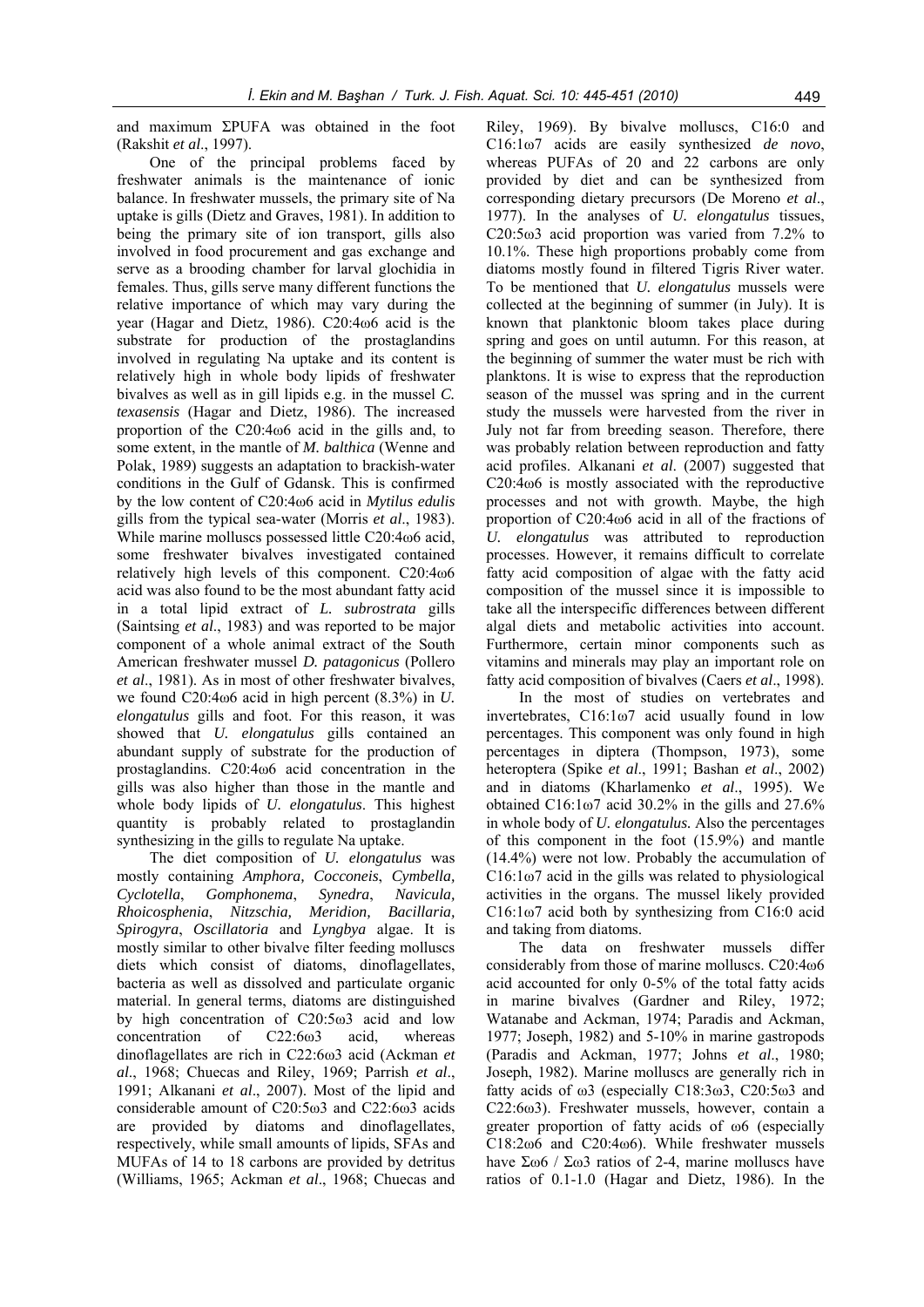and maximum ΣPUFA was obtained in the foot (Rakshit *et al*., 1997).

One of the principal problems faced by freshwater animals is the maintenance of ionic balance. In freshwater mussels, the primary site of Na uptake is gills (Dietz and Graves, 1981). In addition to being the primary site of ion transport, gills also involved in food procurement and gas exchange and serve as a brooding chamber for larval glochidia in females. Thus, gills serve many different functions the relative importance of which may vary during the year (Hagar and Dietz, 1986). C20:4ω6 acid is the substrate for production of the prostaglandins involved in regulating Na uptake and its content is relatively high in whole body lipids of freshwater bivalves as well as in gill lipids e.g. in the mussel *C. texasensis* (Hagar and Dietz, 1986). The increased proportion of the C20:4ω6 acid in the gills and, to some extent, in the mantle of *M. balthica* (Wenne and Polak, 1989) suggests an adaptation to brackish-water conditions in the Gulf of Gdansk. This is confirmed by the low content of C20:4ω6 acid in *Mytilus edulis* gills from the typical sea-water (Morris *et al*., 1983). While marine molluscs possessed little C20:4ω6 acid, some freshwater bivalves investigated contained relatively high levels of this component. C20:4ω6 acid was also found to be the most abundant fatty acid in a total lipid extract of *L. subrostrata* gills (Saintsing *et al*., 1983) and was reported to be major component of a whole animal extract of the South American freshwater mussel *D. patagonicus* (Pollero *et al*., 1981). As in most of other freshwater bivalves, we found C20:4ω6 acid in high percent (8.3%) in *U. elongatulus* gills and foot. For this reason, it was showed that *U. elongatulus* gills contained an abundant supply of substrate for the production of prostaglandins. C20:4ω6 acid concentration in the gills was also higher than those in the mantle and whole body lipids of *U. elongatulus*. This highest quantity is probably related to prostaglandin synthesizing in the gills to regulate Na uptake.

The diet composition of *U. elongatulus* was mostly containing *Amphora, Cocconeis*, *Cymbella, Cyclotella*, *Gomphonema*, *Synedra*, *Navicula, Rhoicosphenia*, *Nitzschia, Meridion, Bacillaria, Spirogyra*, *Oscillatoria* and *Lyngbya* algae. It is mostly similar to other bivalve filter feeding molluscs diets which consist of diatoms, dinoflagellates, bacteria as well as dissolved and particulate organic material. In general terms, diatoms are distinguished by high concentration of C20:5ω3 acid and low concentration of C22:6ω3 acid, whereas dinoflagellates are rich in C22:6ω3 acid (Ackman *et al*., 1968; Chuecas and Riley, 1969; Parrish *et al*., 1991; Alkanani *et al*., 2007). Most of the lipid and considerable amount of C20:5ω3 and C22:6ω3 acids are provided by diatoms and dinoflagellates, respectively, while small amounts of lipids, SFAs and MUFAs of 14 to 18 carbons are provided by detritus (Williams, 1965; Ackman *et al*., 1968; Chuecas and Riley, 1969). By bivalve molluscs, C16:0 and C16:1ω7 acids are easily synthesized *de novo*, whereas PUFAs of 20 and 22 carbons are only provided by diet and can be synthesized from corresponding dietary precursors (De Moreno *et al*., 1977). In the analyses of *U. elongatulus* tissues, C20:5ω3 acid proportion was varied from 7.2% to 10.1%. These high proportions probably come from diatoms mostly found in filtered Tigris River water. To be mentioned that *U. elongatulus* mussels were collected at the beginning of summer (in July). It is known that planktonic bloom takes place during spring and goes on until autumn. For this reason, at the beginning of summer the water must be rich with planktons. It is wise to express that the reproduction season of the mussel was spring and in the current study the mussels were harvested from the river in July not far from breeding season. Therefore, there was probably relation between reproduction and fatty acid profiles. Alkanani *et al*. (2007) suggested that C20:4ω6 is mostly associated with the reproductive processes and not with growth. Maybe, the high proportion of C20:4ω6 acid in all of the fractions of *U. elongatulus* was attributed to reproduction processes. However, it remains difficult to correlate fatty acid composition of algae with the fatty acid composition of the mussel since it is impossible to take all the interspecific differences between different algal diets and metabolic activities into account. Furthermore, certain minor components such as vitamins and minerals may play an important role on fatty acid composition of bivalves (Caers *et al*., 1998).

In the most of studies on vertebrates and invertebrates, C16:1ω7 acid usually found in low percentages. This component was only found in high percentages in diptera (Thompson, 1973), some heteroptera (Spike *et al*., 1991; Bashan *et al*., 2002) and in diatoms (Kharlamenko *et al*., 1995). We obtained C16:1ω7 acid 30.2% in the gills and 27.6% in whole body of *U. elongatulus.* Also the percentages of this component in the foot (15.9%) and mantle (14.4%) were not low. Probably the accumulation of C16:1ω7 acid in the gills was related to physiological activities in the organs. The mussel likely provided C16:1ω7 acid both by synthesizing from C16:0 acid and taking from diatoms.

The data on freshwater mussels differ considerably from those of marine molluscs. C20:4ω6 acid accounted for only 0-5% of the total fatty acids in marine bivalves (Gardner and Riley, 1972; Watanabe and Ackman, 1974; Paradis and Ackman, 1977; Joseph, 1982) and 5-10% in marine gastropods (Paradis and Ackman, 1977; Johns *et al*., 1980; Joseph, 1982). Marine molluscs are generally rich in fatty acids of ω3 (especially C18:3ω3, C20:5ω3 and C22:6ω3). Freshwater mussels, however, contain a greater proportion of fatty acids of ω6 (especially C18:2ω6 and C20:4ω6). While freshwater mussels have Σω6 / Σω3 ratios of 2-4, marine molluscs have ratios of 0.1-1.0 (Hagar and Dietz, 1986). In the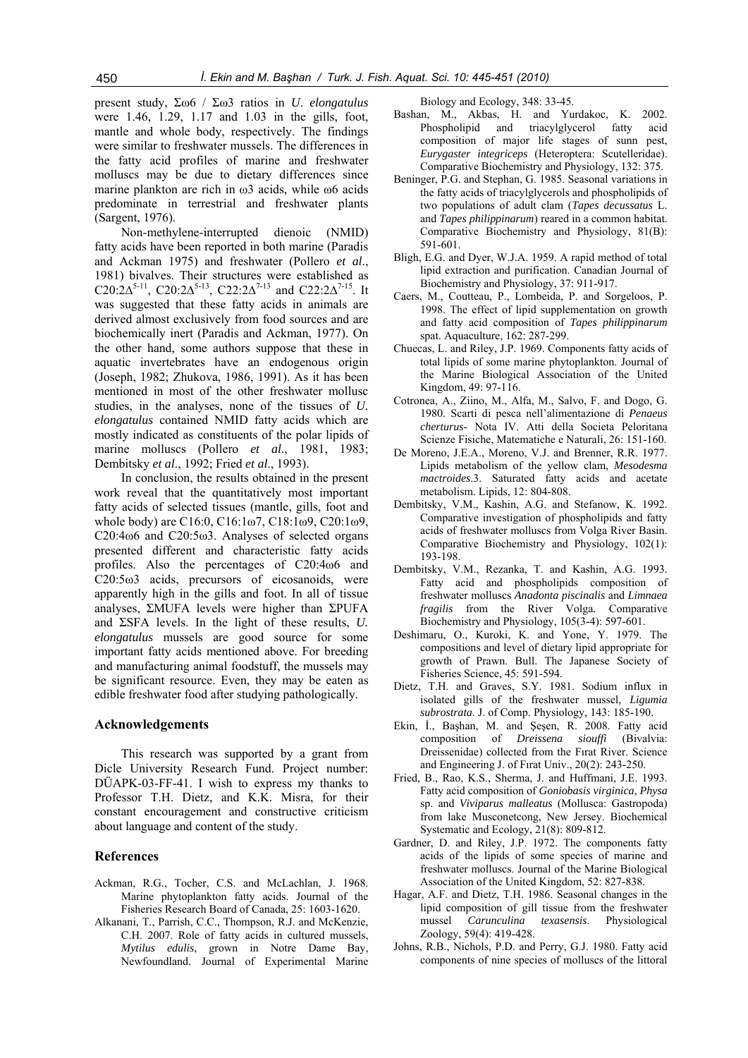present study, $\Sigma\omega6$ / $\Sigma\omega3$ ratios in *U*. *elongatulus* were 1.46, 1.29, 1.17 and 1.03 in the gills, foot, mantle and whole body, respectively. The findings were similar to freshwater mussels. The differences in the fatty acid profiles of marine and freshwater molluscs may be due to dietary differences since marine plankton are rich in $\omega3$ acids, while $\omega6$ acids predominate in terrestrial and freshwater plants (Sargent, 1976).

Non-methylene-interrupted dienoic (NMID) fatty acids have been reported in both marine (Paradis and Ackman 1975) and freshwater (Pollero *et al*., 1981) bivalves. Their structures were established as C20:2$\Delta^{5-11}$, C20:2$\Delta^{5-13}$, C22:2$\Delta^{7-13}$ and C22:2$\Delta^{7-15}$. It was suggested that these fatty acids in animals are derived almost exclusively from food sources and are biochemically inert (Paradis and Ackman, 1977). On the other hand, some authors suppose that these in aquatic invertebrates have an endogenous origin (Joseph, 1982; Zhukova, 1986, 1991). As it has been mentioned in most of the other freshwater mollusc studies, in the analyses, none of the tissues of *U. elongatulus* contained NMID fatty acids which are mostly indicated as constituents of the polar lipids of marine molluscs (Pollero *et al*., 1981, 1983; Dembitsky *et al*., 1992; Fried *et al*., 1993).

In conclusion, the results obtained in the present work reveal that the quantitatively most important fatty acids of selected tissues (mantle, gills, foot and whole body) are C16:0, C16:1$\omega$7, C18:1$\omega$9, C20:1$\omega$9, C20:4$\omega$6 and C20:5$\omega$3. Analyses of selected organs presented different and characteristic fatty acids profiles. Also the percentages of C20:4$\omega$6 and C20:5$\omega$3 acids, precursors of eicosanoids, were apparently high in the gills and foot. In all of tissue analyses, $\Sigma$MUFA levels were higher than $\Sigma$PUFA and $\Sigma$SFA levels. In the light of these results, *U. elongatulus* mussels are good source for some important fatty acids mentioned above. For breeding and manufacturing animal foodstuff, the mussels may be significant resource. Even, they may be eaten as edible freshwater food after studying pathologically.

## Acknowledgements

This research was supported by a grant from Dicle University Research Fund. Project number: DÜAPK-03-FF-41. I wish to express my thanks to Professor T.H. Dietz, and K.K. Misra, for their constant encouragement and constructive criticism about language and content of the study.

## References

Ackman, R.G., Tocher, C.S. and McLachlan, J. 1968. Marine phytoplankton fatty acids. Journal of the Fisheries Research Board of Canada, 25: 1603-1620.

Alkanani, T., Parrish, C.C., Thompson, R.J. and McKenzie, C.H. 2007. Role of fatty acids in cultured mussels, *Mytilus edulis*, grown in Notre Dame Bay, Newfoundland. Journal of Experimental Marine Biology and Ecology, 348: 33-45.

Bashan, M., Akbas, H. and Yurdakoc, K. 2002. Phospholipid and triacylglycerol fatty acid composition of major life stages of sunn pest, *Eurygaster integriceps* (Heteroptera: Scutelleridae). Comparative Biochemistry and Physiology, 132: 375.

Beninger, P.G. and Stephan, G. 1985. Seasonal variations in the fatty acids of triacylglycerols and phospholipids of two populations of adult clam (*Tapes decussatus* L. and *Tapes philippinarum*) reared in a common habitat. Comparative Biochemistry and Physiology, 81(B): 591-601.

Bligh, E.G. and Dyer, W.J.A. 1959. A rapid method of total lipid extraction and purification. Canadian Journal of Biochemistry and Physiology, 37: 911-917.

Caers, M., Coutteau, P., Lombeida, P. and Sorgeloos, P. 1998. The effect of lipid supplementation on growth and fatty acid composition of *Tapes philippinarum* spat. Aquaculture, 162: 287-299.

Chuecas, L. and Riley, J.P. 1969. Components fatty acids of total lipids of some marine phytoplankton. Journal of the Marine Biological Association of the United Kingdom, 49: 97-116.

Cotronea, A., Ziino, M., Alfa, M., Salvo, F. and Dogo, G. 1980. Scarti di pesca nell'alimentazione di *Penaeus cherturus*- Nota IV. Atti della Societa Peloritana Scienze Fisiche, Matematiche e Naturali, 26: 151-160.

De Moreno, J.E.A., Moreno, V.J. and Brenner, R.R. 1977. Lipids metabolism of the yellow clam, *Mesodesma mactroides*.3. Saturated fatty acids and acetate metabolism. Lipids, 12: 804-808.

Dembitsky, V.M., Kashin, A.G. and Stefanow, K. 1992. Comparative investigation of phospholipids and fatty acids of freshwater molluscs from Volga River Basin. Comparative Biochemistry and Physiology, 102(1): 193-198.

Dembitsky, V.M., Rezanka, T. and Kashin, A.G. 1993. Fatty acid and phospholipids composition of freshwater molluscs *Anadonta piscinalis* and *Limnaea fragilis* from the River Volga. Comparative Biochemistry and Physiology, 105(3-4): 597-601.

Deshimaru, O., Kuroki, K. and Yone, Y. 1979. The compositions and level of dietary lipid appropriate for growth of Prawn. Bull. The Japanese Society of Fisheries Science, 45: 591-594.

Dietz, T.H. and Graves, S.Y. 1981. Sodium influx in isolated gills of the freshwater mussel, *Ligumia subrostrata*. J. of Comp. Physiology, 143: 185-190.

Ekin, İ., Başhan, M. and Şeşen, R. 2008. Fatty acid composition of *Dreissena siouffi* (Bivalvia: Dreissenidae) collected from the Fırat River. Science and Engineering J. of Fırat Univ., 20(2): 243-250.

Fried, B., Rao, K.S., Sherma, J. and Huffmani, J.E. 1993. Fatty acid composition of *Goniobasis virginica*, *Physa* sp. and *Viviparus malleatus* (Mollusca: Gastropoda) from lake Musconetcong, New Jersey. Biochemical Systematic and Ecology, 21(8): 809-812.

Gardner, D. and Riley, J.P. 1972. The components fatty acids of the lipids of some species of marine and freshwater molluscs. Journal of the Marine Biological Association of the United Kingdom, 52: 827-838.

Hagar, A.F. and Dietz, T.H. 1986. Seasonal changes in the lipid composition of gill tissue from the freshwater mussel *Carunculina texasensis*. Physiological Zoology, 59(4): 419-428.

Johns, R.B., Nichols, P.D. and Perry, G.J. 1980. Fatty acid components of nine species of molluscs of the littoral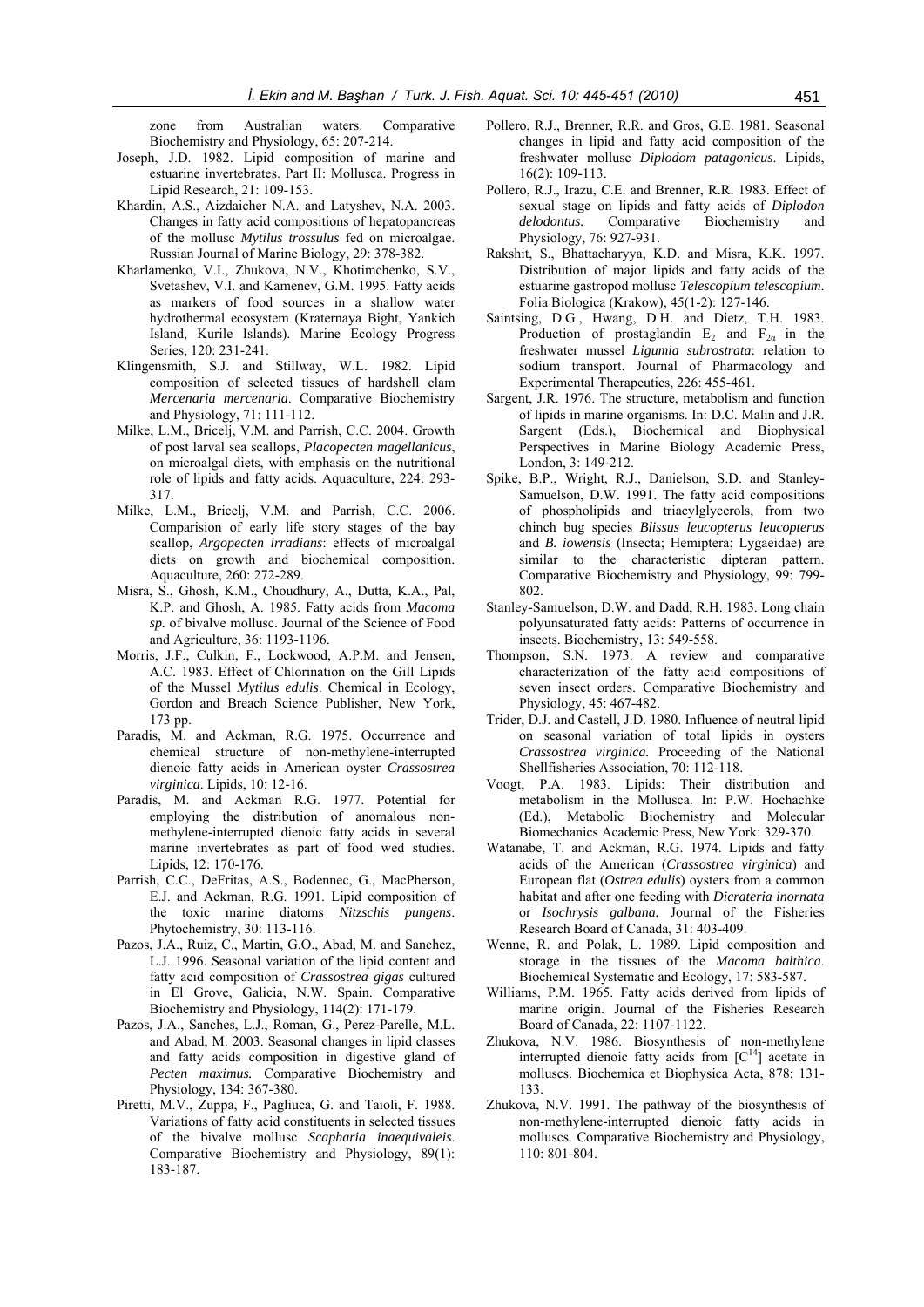zone from Australian waters. Comparative Biochemistry and Physiology, 65: 207-214.

Joseph, J.D. 1982. Lipid composition of marine and estuarine invertebrates. Part II: Mollusca. Progress in Lipid Research, 21: 109-153.

Khardin, A.S., Aizdaicher N.A. and Latyshev, N.A. 2003. Changes in fatty acid compositions of hepatopancreas of the mollusc *Mytilus trossulus* fed on microalgae. Russian Journal of Marine Biology, 29: 378-382.

Kharlamenko, V.I., Zhukova, N.V., Khotimchenko, S.V., Svetashev, V.I. and Kamenev, G.M. 1995. Fatty acids as markers of food sources in a shallow water hydrothermal ecosystem (Kraternaya Bight, Yankich Island, Kurile Islands). Marine Ecology Progress Series, 120: 231-241.

Klingensmith, S.J. and Stillway, W.L. 1982. Lipid composition of selected tissues of hardshell clam *Mercenaria mercenaria*. Comparative Biochemistry and Physiology, 71: 111-112.

Milke, L.M., Bricelj, V.M. and Parrish, C.C. 2004. Growth of post larval sea scallops, *Placopecten magellanicus*, on microalgal diets, with emphasis on the nutritional role of lipids and fatty acids. Aquaculture, 224: 293-317.

Milke, L.M., Bricelj, V.M. and Parrish, C.C. 2006. Comparision of early life story stages of the bay scallop, *Argopecten irradians*: effects of microalgal diets on growth and biochemical composition. Aquaculture, 260: 272-289.

Misra, S., Ghosh, K.M., Choudhury, A., Dutta, K.A., Pal, K.P. and Ghosh, A. 1985. Fatty acids from *Macoma sp.* of bivalve mollusc. Journal of the Science of Food and Agriculture, 36: 1193-1196.

Morris, J.F., Culkin, F., Lockwood, A.P.M. and Jensen, A.C. 1983. Effect of Chlorination on the Gill Lipids of the Mussel *Mytilus edulis*. Chemical in Ecology, Gordon and Breach Science Publisher, New York, 173 pp.

Paradis, M. and Ackman, R.G. 1975. Occurrence and chemical structure of non-methylene-interrupted dienoic fatty acids in American oyster *Crassostrea virginica*. Lipids, 10: 12-16.

Paradis, M. and Ackman R.G. 1977. Potential for employing the distribution of anomalous non-methylene-interrupted dienoic fatty acids in several marine invertebrates as part of food wed studies. Lipids, 12: 170-176.

Parrish, C.C., DeFritas, A.S., Bodennec, G., MacPherson, E.J. and Ackman, R.G. 1991. Lipid composition of the toxic marine diatoms *Nitzschis pungens*. Phytochemistry, 30: 113-116.

Pazos, J.A., Ruiz, C., Martin, G.O., Abad, M. and Sanchez, L.J. 1996. Seasonal variation of the lipid content and fatty acid composition of *Crassostrea gigas* cultured in El Grove, Galicia, N.W. Spain. Comparative Biochemistry and Physiology, 114(2): 171-179.

Pazos, J.A., Sanches, L.J., Roman, G., Perez-Parelle, M.L. and Abad, M. 2003. Seasonal changes in lipid classes and fatty acids composition in digestive gland of *Pecten maximus.* Comparative Biochemistry and Physiology, 134: 367-380.

Piretti, M.V., Zuppa, F., Pagliuca, G. and Taioli, F. 1988. Variations of fatty acid constituents in selected tissues of the bivalve mollusc *Scapharia inaequivaleis*. Comparative Biochemistry and Physiology, 89(1): 183-187.

Pollero, R.J., Brenner, R.R. and Gros, G.E. 1981. Seasonal changes in lipid and fatty acid composition of the freshwater mollusc *Diplodom patagonicus*. Lipids, 16(2): 109-113.

Pollero, R.J., Irazu, C.E. and Brenner, R.R. 1983. Effect of sexual stage on lipids and fatty acids of *Diplodon delodontus.* Comparative Biochemistry and Physiology, 76: 927-931.

Rakshit, S., Bhattacharyya, K.D. and Misra, K.K. 1997. Distribution of major lipids and fatty acids of the estuarine gastropod mollusc *Telescopium telescopium*. Folia Biologica (Krakow), 45(1-2): 127-146.

Saintsing, D.G., Hwang, D.H. and Dietz, T.H. 1983. Production of prostaglandin $E_2$ and $F_{2\alpha}$ in the freshwater mussel *Ligumia subrostrata*: relation to sodium transport. Journal of Pharmacology and Experimental Therapeutics, 226: 455-461.

Sargent, J.R. 1976. The structure, metabolism and function of lipids in marine organisms. In: D.C. Malin and J.R. Sargent (Eds.), Biochemical and Biophysical Perspectives in Marine Biology Academic Press, London, 3: 149-212.

Spike, B.P., Wright, R.J., Danielson, S.D. and Stanley-Samuelson, D.W. 1991. The fatty acid compositions of phospholipids and triacylglycerols, from two chinch bug species *Blissus leucopterus leucopterus* and *B. iowensis* (Insecta; Hemiptera; Lygaeidae) are similar to the characteristic dipteran pattern. Comparative Biochemistry and Physiology, 99: 799-802.

Stanley-Samuelson, D.W. and Dadd, R.H. 1983. Long chain polyunsaturated fatty acids: Patterns of occurrence in insects. Biochemistry, 13: 549-558.

Thompson, S.N. 1973. A review and comparative characterization of the fatty acid compositions of seven insect orders. Comparative Biochemistry and Physiology, 45: 467-482.

Trider, D.J. and Castell, J.D. 1980. Influence of neutral lipid on seasonal variation of total lipids in oysters *Crassostrea virginica.* Proceeding of the National Shellfisheries Association, 70: 112-118.

Voogt, P.A. 1983. Lipids: Their distribution and metabolism in the Mollusca. In: P.W. Hochachke (Ed.), Metabolic Biochemistry and Molecular Biomechanics Academic Press, New York: 329-370.

Watanabe, T. and Ackman, R.G. 1974. Lipids and fatty acids of the American (*Crassostrea virginica*) and European flat (*Ostrea edulis*) oysters from a common habitat and after one feeding with *Dicrateria inornata* or *Isochrysis galbana.* Journal of the Fisheries Research Board of Canada, 31: 403-409.

Wenne, R. and Polak, L. 1989. Lipid composition and storage in the tissues of the *Macoma balthica.* Biochemical Systematic and Ecology, 17: 583-587.

Williams, P.M. 1965. Fatty acids derived from lipids of marine origin. Journal of the Fisheries Research Board of Canada, 22: 1107-1122.

Zhukova, N.V. 1986. Biosynthesis of non-methylene interrupted dienoic fatty acids from [$C^{14}$] acetate in molluscs. Biochemica et Biophysica Acta, 878: 131-133.

Zhukova, N.V. 1991. The pathway of the biosynthesis of non-methylene-interrupted dienoic fatty acids in molluscs. Comparative Biochemistry and Physiology, 110: 801-804.